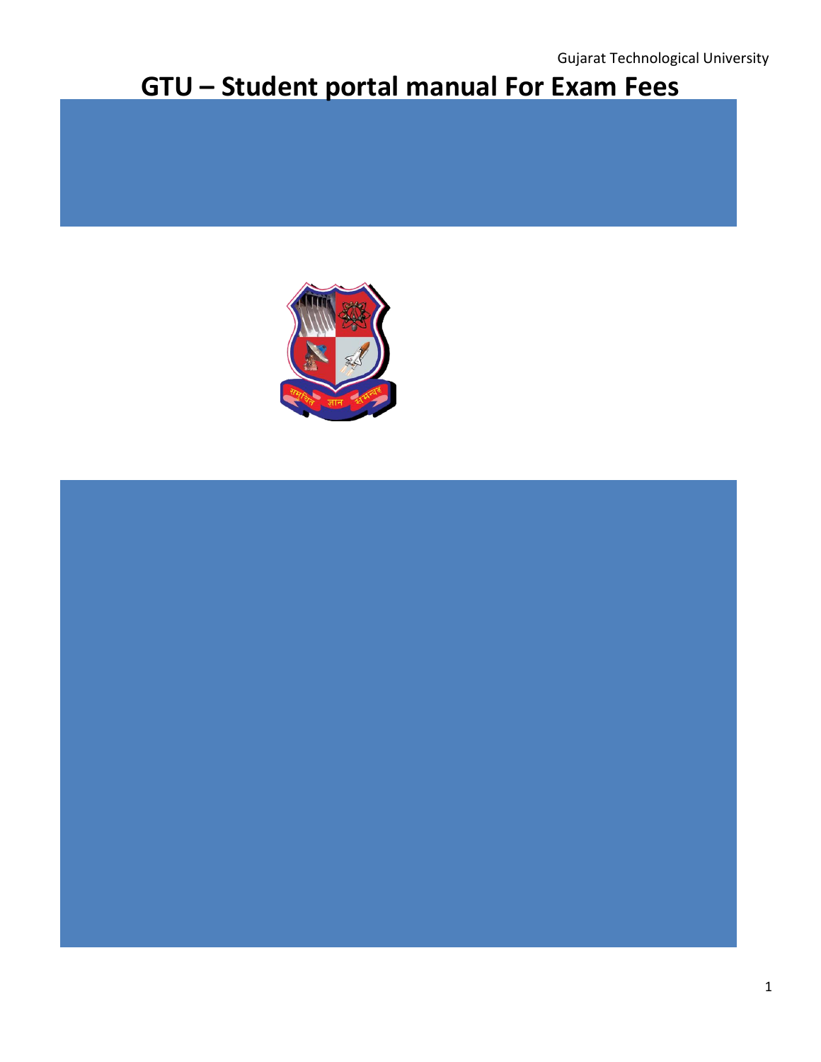Gujarat Technological University

# GTU – Student portal manual For Exam Fees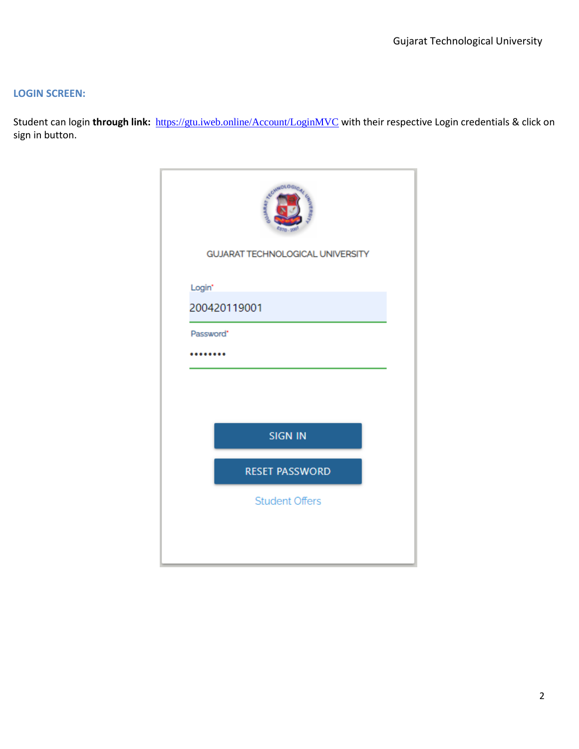**LOGIN SCREEN:**

Student can login **through link:** https://gtu.iweb.online/Account/LoginMVC with their respective Login credentials & click on sign in button.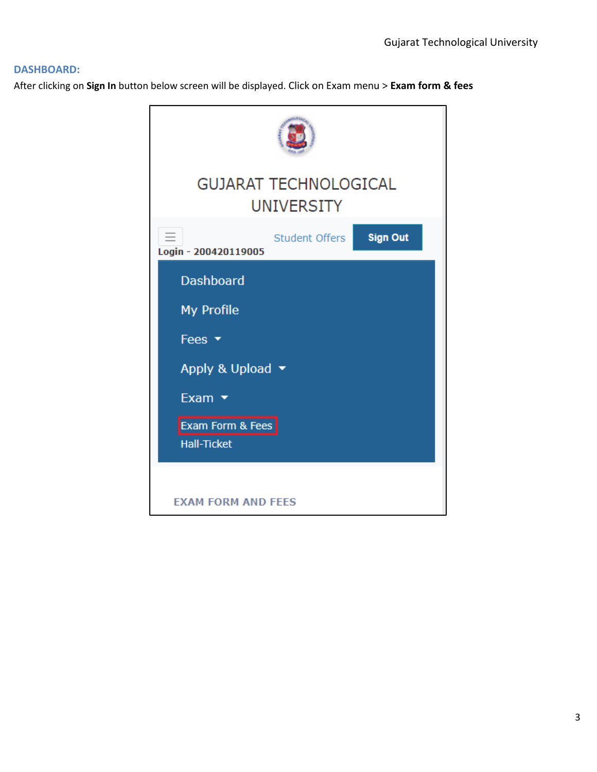## DASHBOARD:

After clicking on **Sign In** button below screen will be displayed. Click on Exam menu > **Exam form & fees**

GUJARAT TECHNOLOGICAL UNIVERSITY

Student Offers | Sign Out

Login - 200420119005

- Dashboard
- My Profile
- Fees
- Apply & Upload
- Exam
  - Exam Form & Fees
  - Hall-Ticket

EXAM FORM AND FEES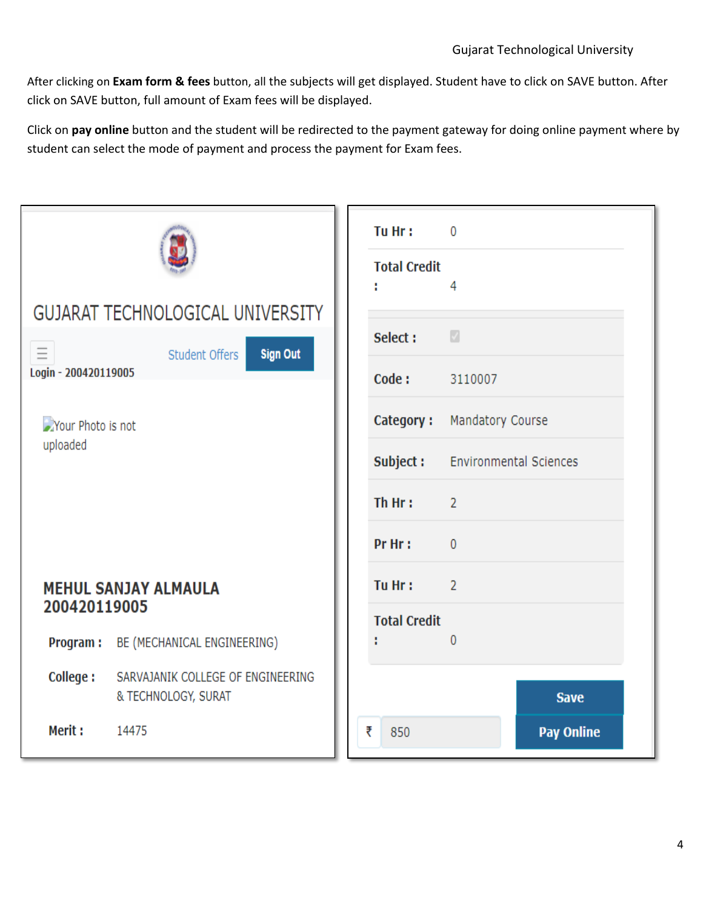After clicking on **Exam form & fees** button, all the subjects will get displayed. Student have to click on SAVE button. After click on SAVE button, full amount of Exam fees will be displayed.

Click on **pay online** button and the student will be redirected to the payment gateway for doing online payment where by student can select the mode of payment and process the payment for Exam fees.

GUJARAT TECHNOLOGICAL UNIVERSITY

Student Offers | Sign Out

Login - 200420119005

Your Photo is not uploaded

**MEHUL SANJAY ALMAULA**
**200420119005**

**Program :** BE (MECHANICAL ENGINEERING)

**College :** SARVAJANIK COLLEGE OF ENGINEERING & TECHNOLOGY, SURAT

**Merit :** 14475

**Tu Hr :** 0

**Total Credit :** 4

**Select :**

**Code :** 3110007

**Category :** Mandatory Course

**Subject :** Environmental Sciences

**Th Hr :** 2

**Pr Hr :** 0

**Tu Hr :** 2

**Total Credit :** 0

Save

₹ 850 | Pay Online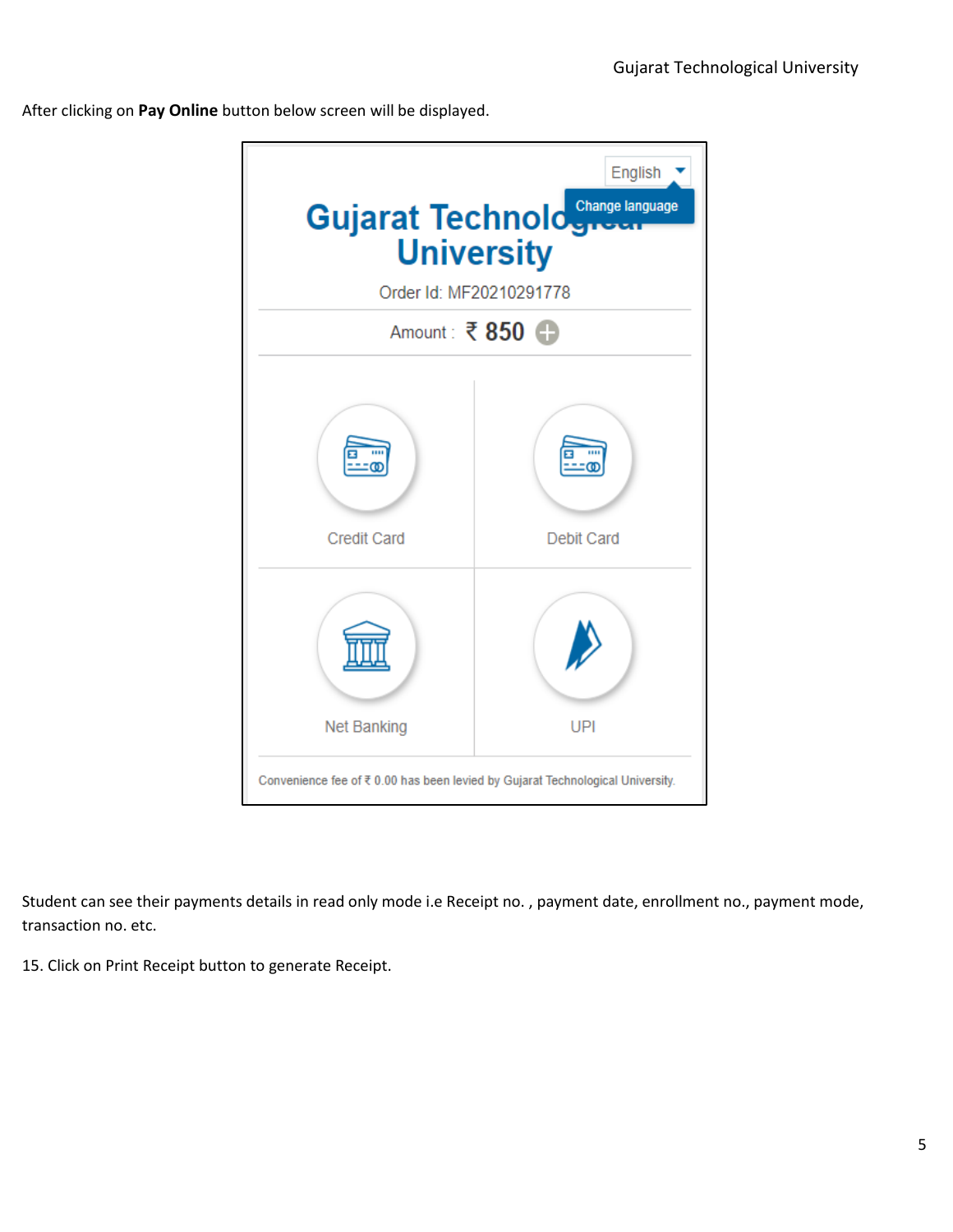After clicking on **Pay Online** button below screen will be displayed.

English

Change language

Gujarat Technological University

Order Id: MF20210291778

Amount : ₹ 850

Credit Card | Debit Card

Net Banking | UPI

Convenience fee of ₹ 0.00 has been levied by Gujarat Technological University.

Student can see their payments details in read only mode i.e Receipt no. , payment date, enrollment no., payment mode, transaction no. etc.

15. Click on Print Receipt button to generate Receipt.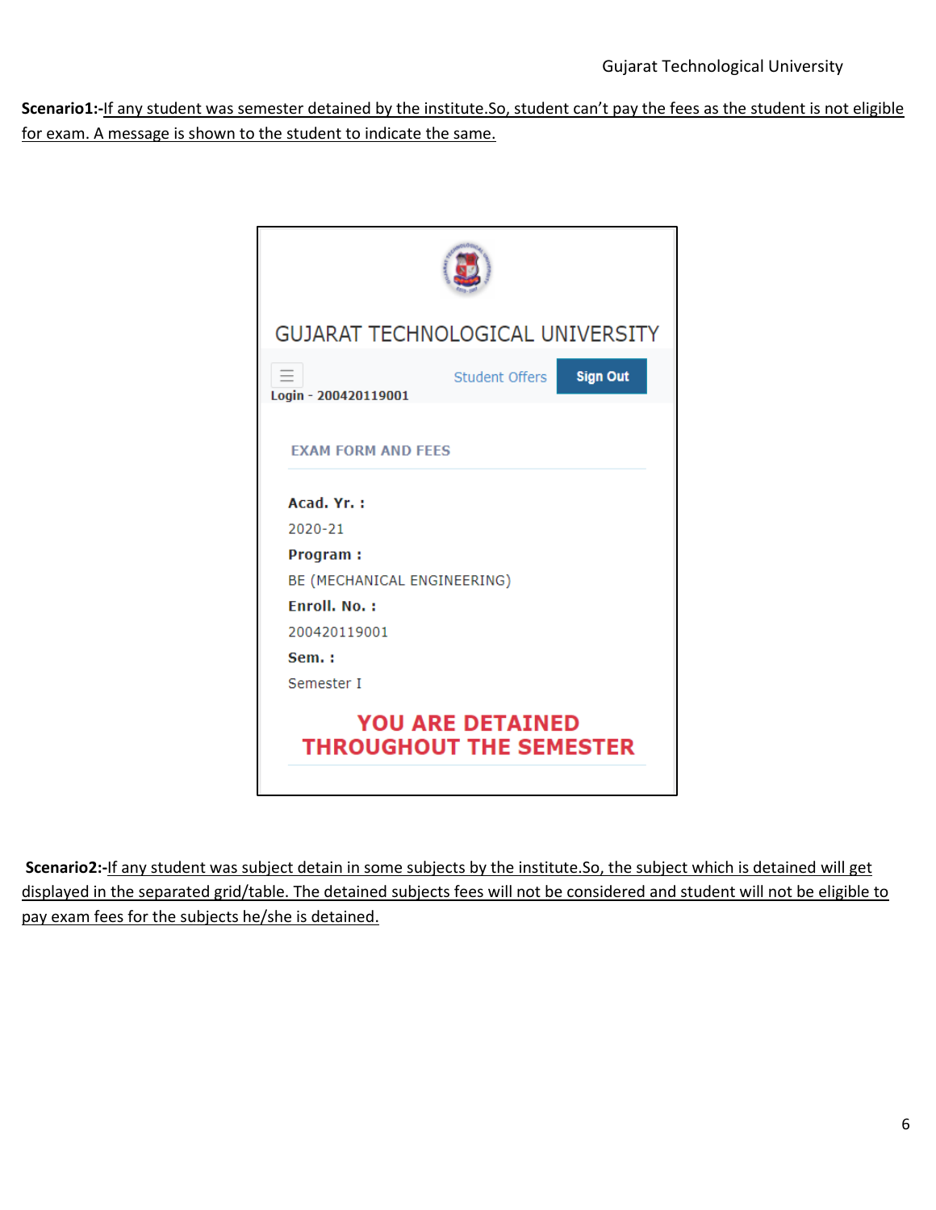**Scenario1:-**If any student was semester detained by the institute.So, student can't pay the fees as the student is not eligible for exam. A message is shown to the student to indicate the same.

GUJARAT TECHNOLOGICAL UNIVERSITY

Student Offers | Sign Out

Login - 200420119001

EXAM FORM AND FEES

**Acad. Yr. :**

2020-21

**Program :**

BE (MECHANICAL ENGINEERING)

**Enroll. No. :**

200420119001

**Sem. :**

Semester I

**YOU ARE DETAINED THROUGHOUT THE SEMESTER**

**Scenario2:-**If any student was subject detain in some subjects by the institute.So, the subject which is detained will get displayed in the separated grid/table. The detained subjects fees will not be considered and student will not be eligible to pay exam fees for the subjects he/she is detained.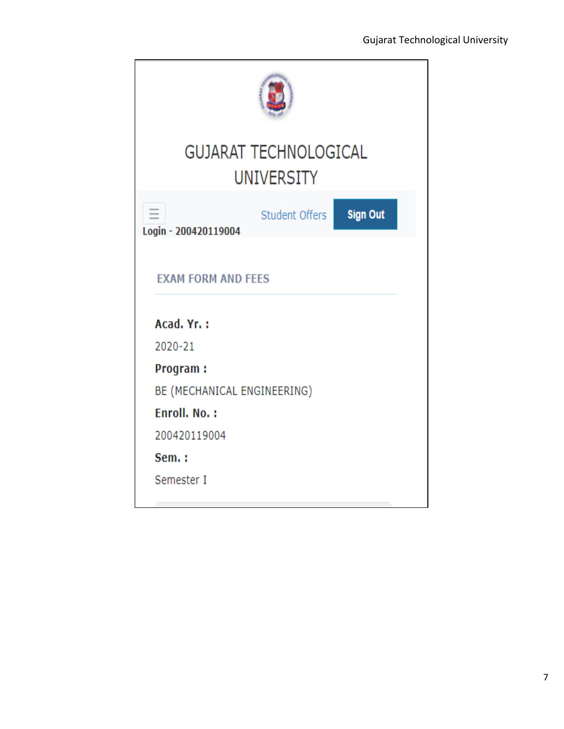GUJARAT TECHNOLOGICAL UNIVERSITY

☰ Student Offers Sign Out

Login - 200420119004

EXAM FORM AND FEES

**Acad. Yr. :**

2020-21

**Program :**

BE (MECHANICAL ENGINEERING)

**Enroll. No. :**

200420119004

**Sem. :**

Semester I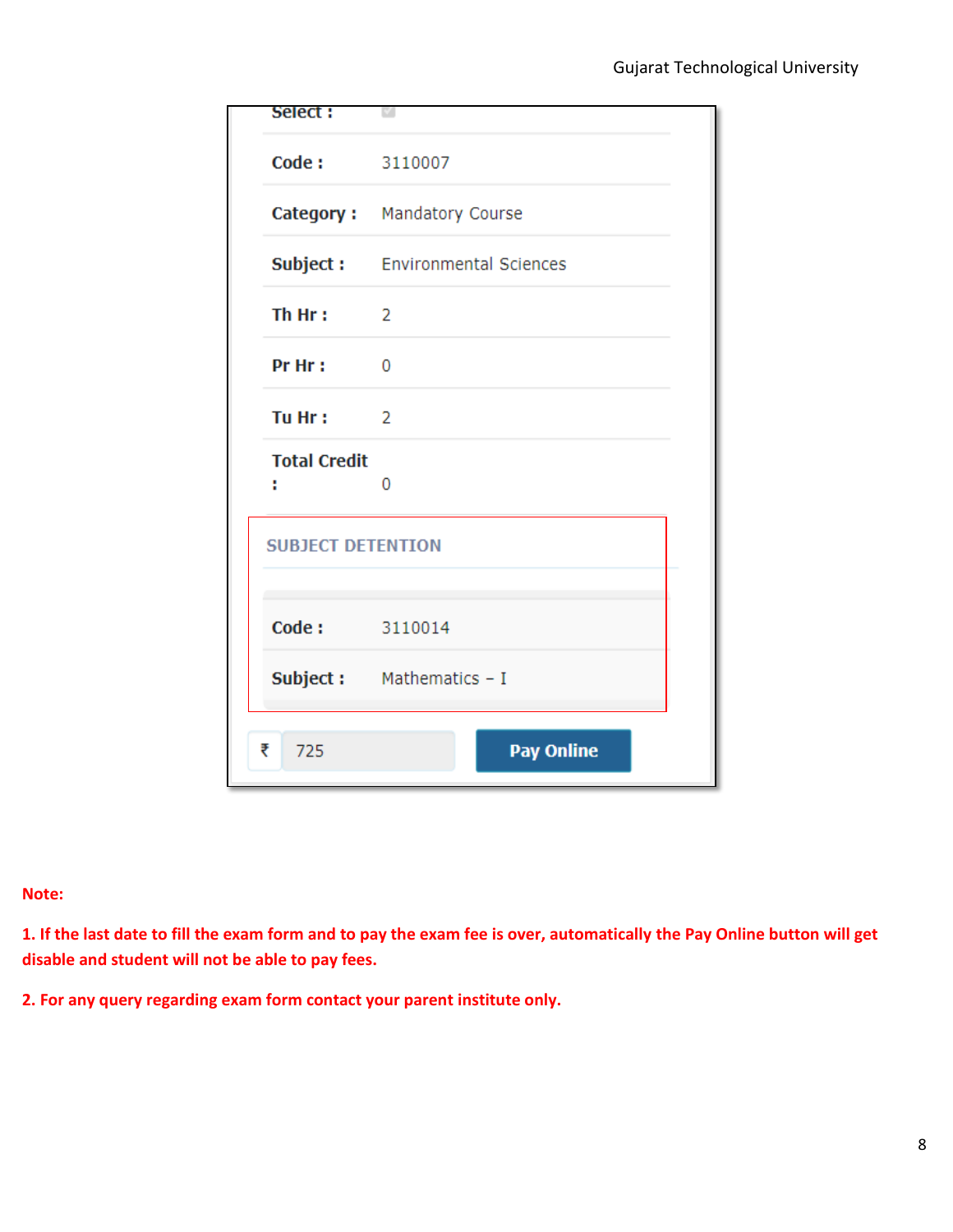| | |
|---|---|
| Select : | |
| Code : | 3110007 |
| Category : | Mandatory Course |
| Subject : | Environmental Sciences |
| Th Hr : | 2 |
| Pr Hr : | 0 |
| Tu Hr : | 2 |
| Total Credit : | 0 |

**SUBJECT DETENTION**

| | |
|---|---|
| Code : | 3110014 |
| Subject : | Mathematics – I |

₹ 725 **Pay Online**

**Note:**

**1. If the last date to fill the exam form and to pay the exam fee is over, automatically the Pay Online button will get disable and student will not be able to pay fees.**

**2. For any query regarding exam form contact your parent institute only.**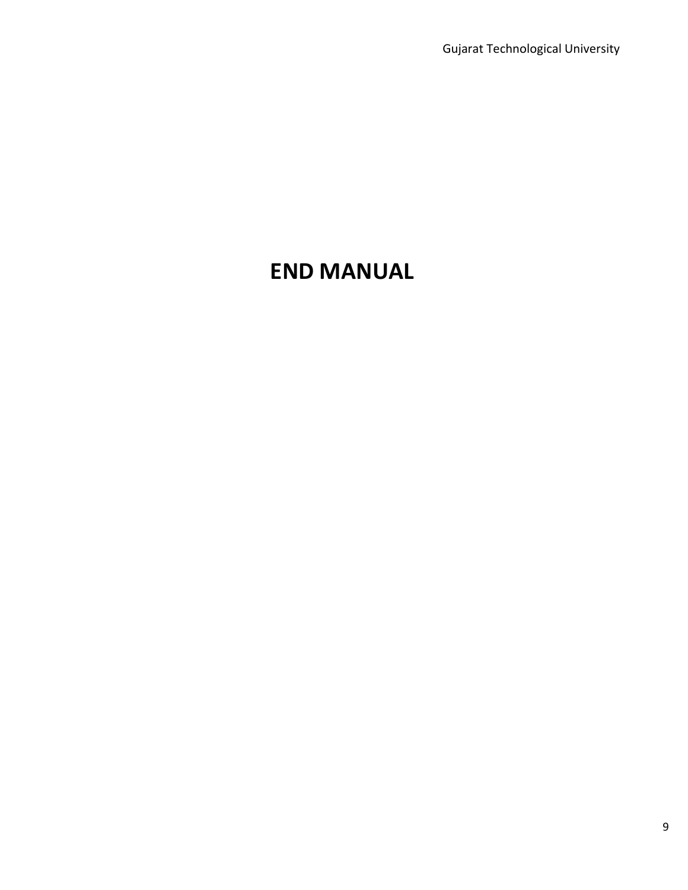# END MANUAL